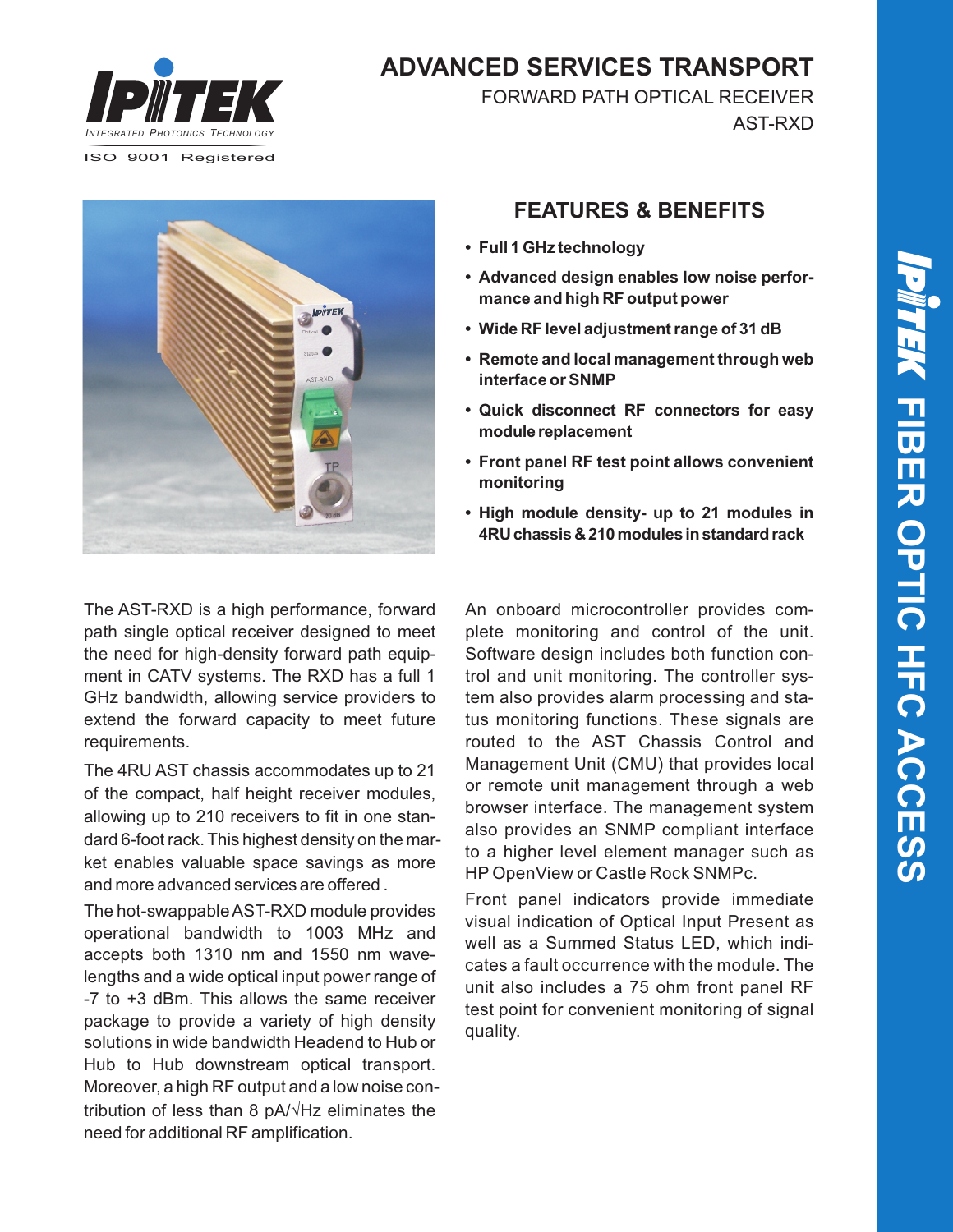IPITEK

INTEGRATED PHOTONICS TECHNOLOGY

ISO 9001 Registered

# ADVANCED SERVICES TRANSPORT

FORWARD PATH OPTICAL RECEIVER

AST-RXD

## FEATURES & BENEFITS

- **Full 1 GHz technology**
- **Advanced design enables low noise performance and high RF output power**
- **Wide RF level adjustment range of 31 dB**
- **Remote and local management through web interface or SNMP**
- **Quick disconnect RF connectors for easy module replacement**
- **Front panel RF test point allows convenient monitoring**
- **High module density- up to 21 modules in 4RU chassis & 210 modules in standard rack**

The AST-RXD is a high performance, forward path single optical receiver designed to meet the need for high-density forward path equipment in CATV systems. The RXD has a full 1 GHz bandwidth, allowing service providers to extend the forward capacity to meet future requirements.

The 4RU AST chassis accommodates up to 21 of the compact, half height receiver modules, allowing up to 210 receivers to fit in one standard 6-foot rack. This highest density on the market enables valuable space savings as more and more advanced services are offered .

The hot-swappable AST-RXD module provides operational bandwidth to 1003 MHz and accepts both 1310 nm and 1550 nm wavelengths and a wide optical input power range of -7 to +3 dBm. This allows the same receiver package to provide a variety of high density solutions in wide bandwidth Headend to Hub or Hub to Hub downstream optical transport. Moreover, a high RF output and a low noise contribution of less than 8 pA/√Hz eliminates the need for additional RF amplification.

An onboard microcontroller provides complete monitoring and control of the unit. Software design includes both function control and unit monitoring. The controller system also provides alarm processing and status monitoring functions. These signals are routed to the AST Chassis Control and Management Unit (CMU) that provides local or remote unit management through a web browser interface. The management system also provides an SNMP compliant interface to a higher level element manager such as HP OpenView or Castle Rock SNMPc.

Front panel indicators provide immediate visual indication of Optical Input Present as well as a Summed Status LED, which indicates a fault occurrence with the module. The unit also includes a 75 ohm front panel RF test point for convenient monitoring of signal quality.

IPITEK FIBER OPTIC HFC ACCESS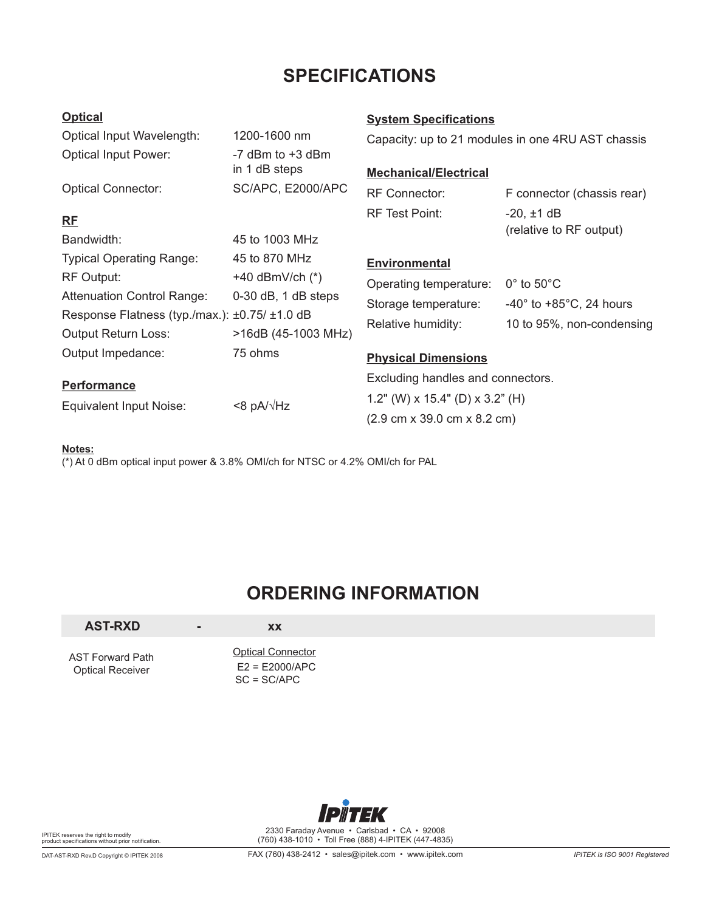# SPECIFICATIONS

### Optical

| | |
|---|---|
| Optical Input Wavelength: | 1200-1600 nm |
| Optical Input Power: | -7 dBm to +3 dBm in 1 dB steps |
| Optical Connector: | SC/APC, E2000/APC |

### RF

| | |
|---|---|
| Bandwidth: | 45 to 1003 MHz |
| Typical Operating Range: | 45 to 870 MHz |
| RF Output: | +40 dBmV/ch (*) |
| Attenuation Control Range: | 0-30 dB, 1 dB steps |
| Response Flatness (typ./max.): | ±0.75/ ±1.0 dB |
| Output Return Loss: | >16dB (45-1003 MHz) |
| Output Impedance: | 75 ohms |

### Performance

| | |
|---|---|
| Equivalent Input Noise: | <8 pA/√Hz |

### System Specifications

Capacity: up to 21 modules in one 4RU AST chassis

### Mechanical/Electrical

| | |
|---|---|
| RF Connector: | F connector (chassis rear) |
| RF Test Point: | -20, ±1 dB (relative to RF output) |

### Environmental

| | |
|---|---|
| Operating temperature: | 0° to 50°C |
| Storage temperature: | -40° to +85°C, 24 hours |
| Relative humidity: | 10 to 95%, non-condensing |

### Physical Dimensions

Excluding handles and connectors.

1.2" (W) x 15.4" (D) x 3.2" (H)

(2.9 cm x 39.0 cm x 8.2 cm)

**Notes:**

(*) At 0 dBm optical input power & 3.8% OMI/ch for NTSC or 4.2% OMI/ch for PAL

# ORDERING INFORMATION

**AST-RXD - xx**

AST Forward Path Optical Receiver

Optical Connector
- E2 = E2000/APC
- SC = SC/APC

IPITEK reserves the right to modify product specifications without prior notification.

IPITEK

2330 Faraday Avenue • Carlsbad • CA • 92008
(760) 438-1010 • Toll Free (888) 4-IPITEK (447-4835)
FAX (760) 438-2412 • sales@ipitek.com • www.ipitek.com

DAT-AST-RXD Rev.D Copyright © IPITEK 2008

*IPITEK is ISO 9001 Registered*